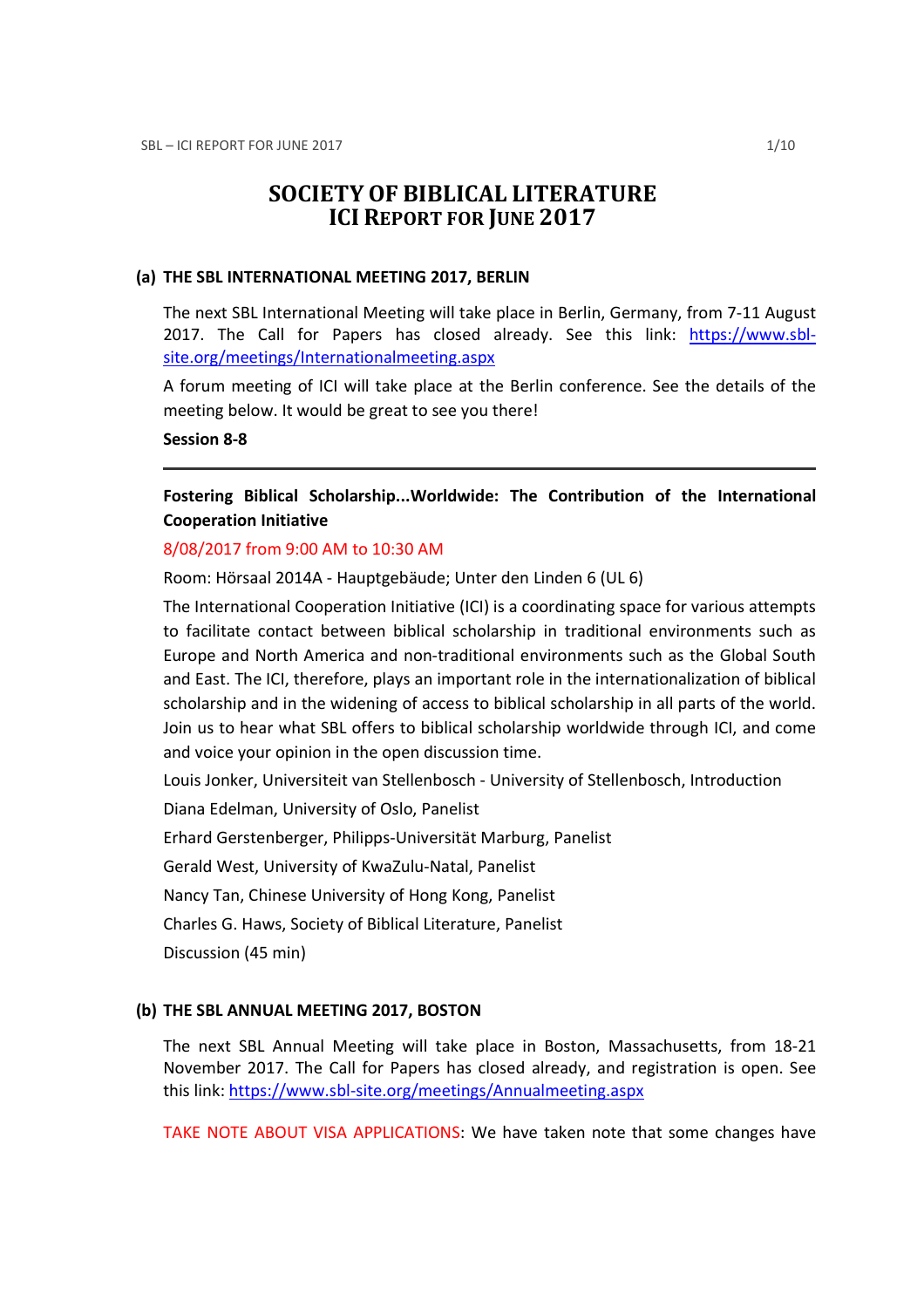# SOCIETY OF BIBLICAL LITERATURE
# ICI REPORT FOR JUNE 2017

## (a) THE SBL INTERNATIONAL MEETING 2017, BERLIN

The next SBL International Meeting will take place in Berlin, Germany, from 7-11 August 2017. The Call for Papers has closed already. See this link: https://www.sbl-site.org/meetings/Internationalmeeting.aspx

A forum meeting of ICI will take place at the Berlin conference. See the details of the meeting below. It would be great to see you there!

**Session 8-8**

---

**Fostering Biblical Scholarship...Worldwide: The Contribution of the International Cooperation Initiative**

8/08/2017 from 9:00 AM to 10:30 AM

Room: Hörsaal 2014A - Hauptgebäude; Unter den Linden 6 (UL 6)

The International Cooperation Initiative (ICI) is a coordinating space for various attempts to facilitate contact between biblical scholarship in traditional environments such as Europe and North America and non-traditional environments such as the Global South and East. The ICI, therefore, plays an important role in the internationalization of biblical scholarship and in the widening of access to biblical scholarship in all parts of the world. Join us to hear what SBL offers to biblical scholarship worldwide through ICI, and come and voice your opinion in the open discussion time.

Louis Jonker, Universiteit van Stellenbosch - University of Stellenbosch, Introduction

Diana Edelman, University of Oslo, Panelist

Erhard Gerstenberger, Philipps-Universität Marburg, Panelist

Gerald West, University of KwaZulu-Natal, Panelist

Nancy Tan, Chinese University of Hong Kong, Panelist

Charles G. Haws, Society of Biblical Literature, Panelist

Discussion (45 min)

## (b) THE SBL ANNUAL MEETING 2017, BOSTON

The next SBL Annual Meeting will take place in Boston, Massachusetts, from 18-21 November 2017. The Call for Papers has closed already, and registration is open. See this link: https://www.sbl-site.org/meetings/Annualmeeting.aspx

TAKE NOTE ABOUT VISA APPLICATIONS: We have taken note that some changes have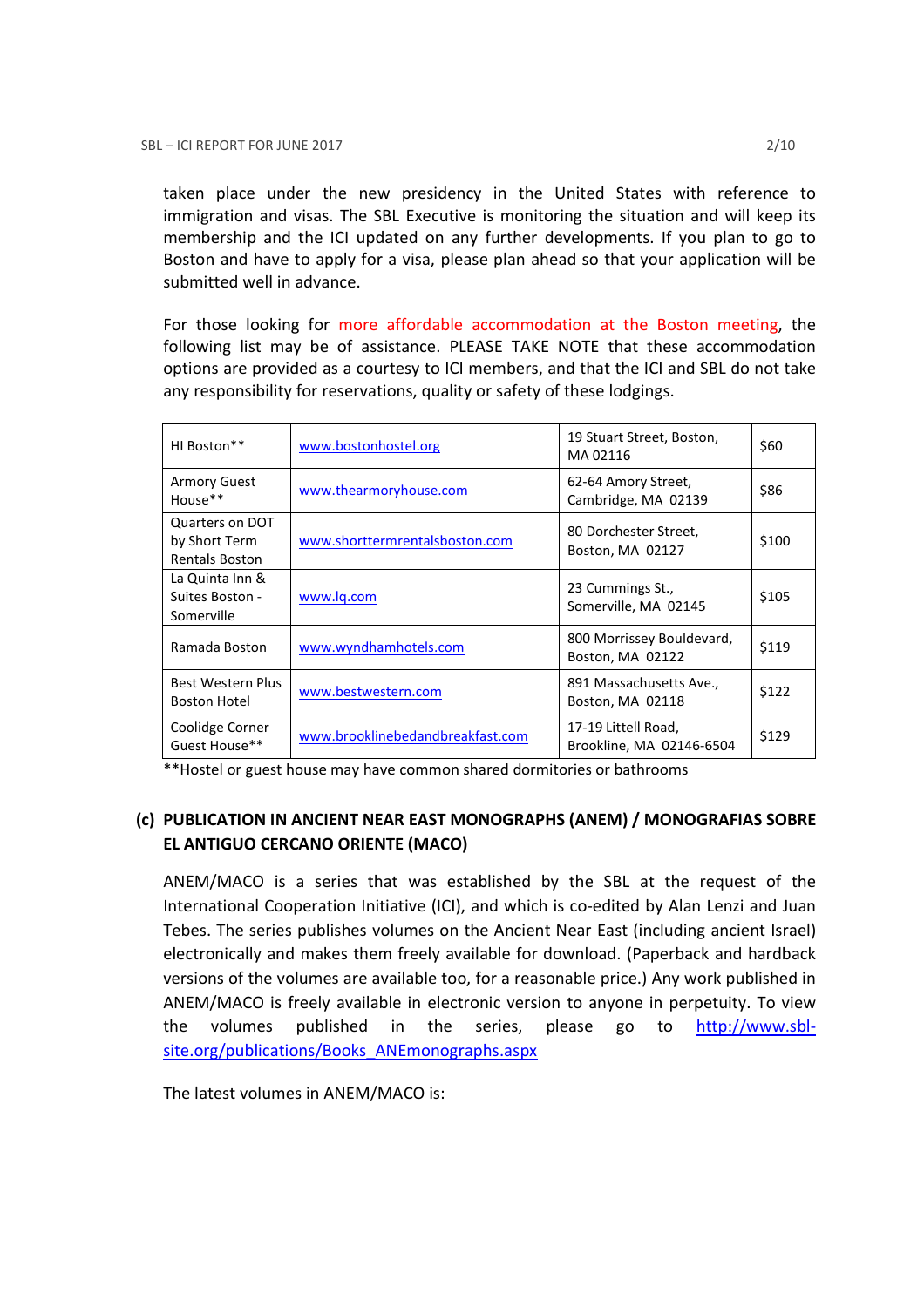taken place under the new presidency in the United States with reference to immigration and visas. The SBL Executive is monitoring the situation and will keep its membership and the ICI updated on any further developments. If you plan to go to Boston and have to apply for a visa, please plan ahead so that your application will be submitted well in advance.

For those looking for more affordable accommodation at the Boston meeting, the following list may be of assistance. PLEASE TAKE NOTE that these accommodation options are provided as a courtesy to ICI members, and that the ICI and SBL do not take any responsibility for reservations, quality or safety of these lodgings.

| | | | |
|---|---|---|---|
| HI Boston** | www.bostonhostel.org | 19 Stuart Street, Boston, MA 02116 | $60 |
| Armory Guest House** | www.thearmoryhouse.com | 62-64 Amory Street, Cambridge, MA 02139 | $86 |
| Quarters on DOT by Short Term Rentals Boston | www.shorttermrentalsboston.com | 80 Dorchester Street, Boston, MA 02127 | $100 |
| La Quinta Inn & Suites Boston - Somerville | www.lq.com | 23 Cummings St., Somerville, MA 02145 | $105 |
| Ramada Boston | www.wyndhamhotels.com | 800 Morrissey Bouldevard, Boston, MA 02122 | $119 |
| Best Western Plus Boston Hotel | www.bestwestern.com | 891 Massachusetts Ave., Boston, MA 02118 | $122 |
| Coolidge Corner Guest House** | www.brooklinebedandbreakfast.com | 17-19 Littell Road, Brookline, MA 02146-6504 | $129 |

**Hostel or guest house may have common shared dormitories or bathrooms

## (c) PUBLICATION IN ANCIENT NEAR EAST MONOGRAPHS (ANEM) / MONOGRAFIAS SOBRE EL ANTIGUO CERCANO ORIENTE (MACO)

ANEM/MACO is a series that was established by the SBL at the request of the International Cooperation Initiative (ICI), and which is co-edited by Alan Lenzi and Juan Tebes. The series publishes volumes on the Ancient Near East (including ancient Israel) electronically and makes them freely available for download. (Paperback and hardback versions of the volumes are available too, for a reasonable price.) Any work published in ANEM/MACO is freely available in electronic version to anyone in perpetuity. To view the volumes published in the series, please go to http://www.sbl-site.org/publications/Books_ANEmonographs.aspx

The latest volumes in ANEM/MACO is: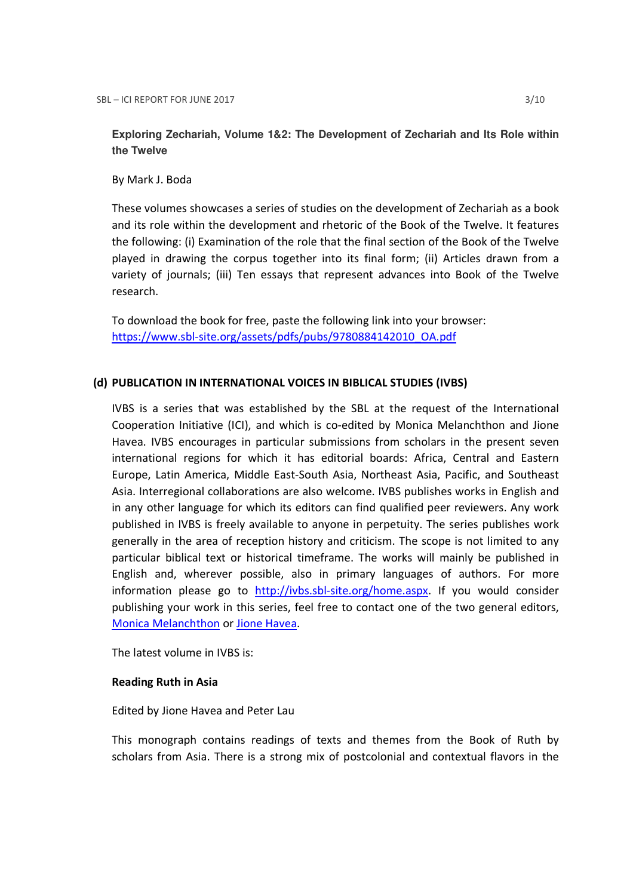**Exploring Zechariah, Volume 1&2: The Development of Zechariah and Its Role within the Twelve**

By Mark J. Boda

These volumes showcases a series of studies on the development of Zechariah as a book and its role within the development and rhetoric of the Book of the Twelve. It features the following: (i) Examination of the role that the final section of the Book of the Twelve played in drawing the corpus together into its final form; (ii) Articles drawn from a variety of journals; (iii) Ten essays that represent advances into Book of the Twelve research.

To download the book for free, paste the following link into your browser: [https://www.sbl-site.org/assets/pdfs/pubs/9780884142010_OA.pdf](https://www.sbl-site.org/assets/pdfs/pubs/9780884142010_OA.pdf)

### (d) PUBLICATION IN INTERNATIONAL VOICES IN BIBLICAL STUDIES (IVBS)

IVBS is a series that was established by the SBL at the request of the International Cooperation Initiative (ICI), and which is co-edited by Monica Melanchthon and Jione Havea. IVBS encourages in particular submissions from scholars in the present seven international regions for which it has editorial boards: Africa, Central and Eastern Europe, Latin America, Middle East-South Asia, Northeast Asia, Pacific, and Southeast Asia. Interregional collaborations are also welcome. IVBS publishes works in English and in any other language for which its editors can find qualified peer reviewers. Any work published in IVBS is freely available to anyone in perpetuity. The series publishes work generally in the area of reception history and criticism. The scope is not limited to any particular biblical text or historical timeframe. The works will mainly be published in English and, wherever possible, also in primary languages of authors. For more information please go to [http://ivbs.sbl-site.org/home.aspx](http://ivbs.sbl-site.org/home.aspx). If you would consider publishing your work in this series, feel free to contact one of the two general editors, Monica Melanchthon or Jione Havea.

The latest volume in IVBS is:

**Reading Ruth in Asia**

Edited by Jione Havea and Peter Lau

This monograph contains readings of texts and themes from the Book of Ruth by scholars from Asia. There is a strong mix of postcolonial and contextual flavors in the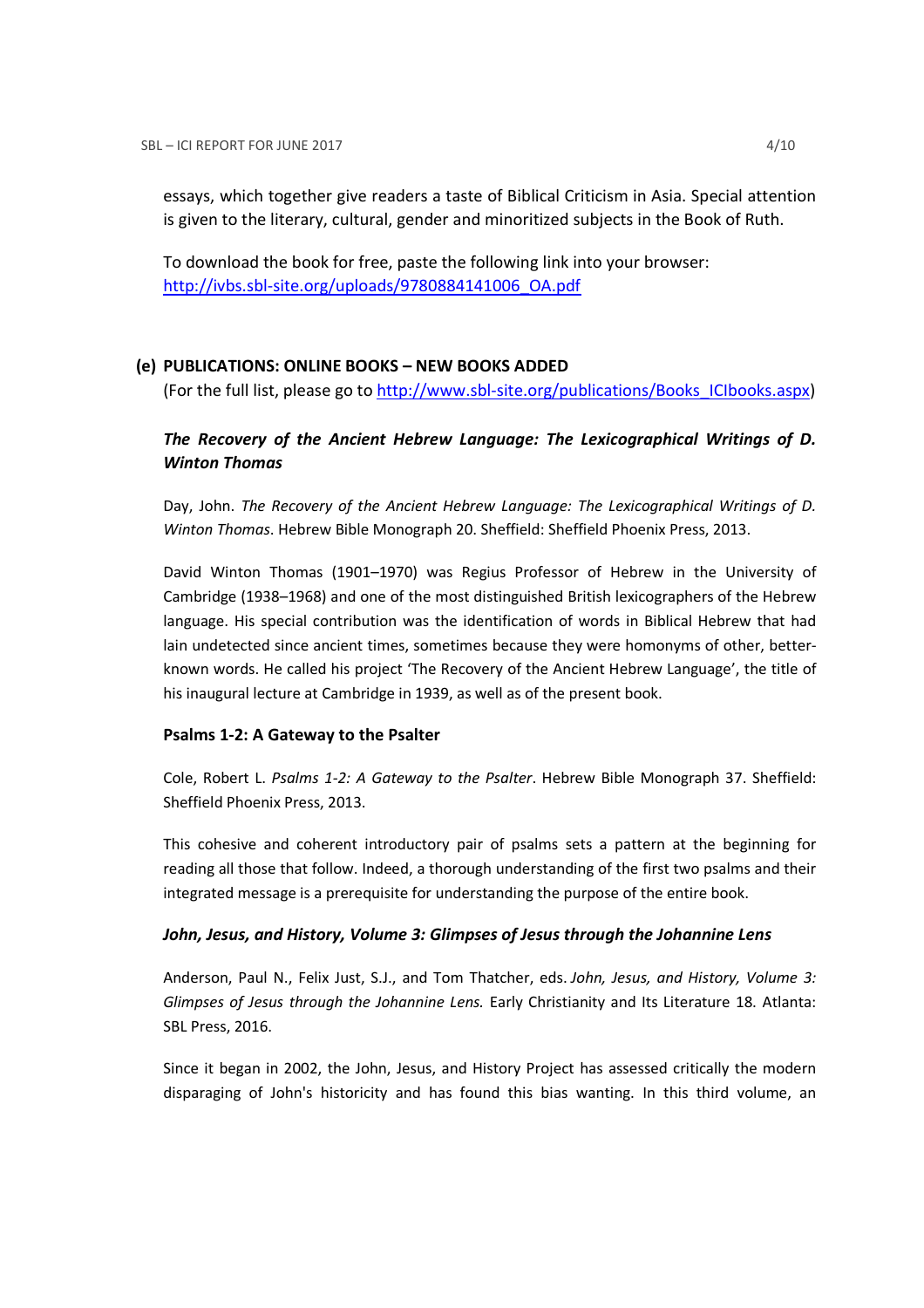essays, which together give readers a taste of Biblical Criticism in Asia. Special attention is given to the literary, cultural, gender and minoritized subjects in the Book of Ruth.

To download the book for free, paste the following link into your browser: http://ivbs.sbl-site.org/uploads/9780884141006_OA.pdf

## (e) PUBLICATIONS: ONLINE BOOKS – NEW BOOKS ADDED

(For the full list, please go to http://www.sbl-site.org/publications/Books_ICIbooks.aspx)

### *The Recovery of the Ancient Hebrew Language: The Lexicographical Writings of D. Winton Thomas*

Day, John. *The Recovery of the Ancient Hebrew Language: The Lexicographical Writings of D. Winton Thomas*. Hebrew Bible Monograph 20. Sheffield: Sheffield Phoenix Press, 2013.

David Winton Thomas (1901–1970) was Regius Professor of Hebrew in the University of Cambridge (1938–1968) and one of the most distinguished British lexicographers of the Hebrew language. His special contribution was the identification of words in Biblical Hebrew that had lain undetected since ancient times, sometimes because they were homonyms of other, better-known words. He called his project 'The Recovery of the Ancient Hebrew Language', the title of his inaugural lecture at Cambridge in 1939, as well as of the present book.

### Psalms 1-2: A Gateway to the Psalter

Cole, Robert L. *Psalms 1-2: A Gateway to the Psalter*. Hebrew Bible Monograph 37. Sheffield: Sheffield Phoenix Press, 2013.

This cohesive and coherent introductory pair of psalms sets a pattern at the beginning for reading all those that follow. Indeed, a thorough understanding of the first two psalms and their integrated message is a prerequisite for understanding the purpose of the entire book.

### *John, Jesus, and History, Volume 3: Glimpses of Jesus through the Johannine Lens*

Anderson, Paul N., Felix Just, S.J., and Tom Thatcher, eds. *John, Jesus, and History, Volume 3: Glimpses of Jesus through the Johannine Lens.* Early Christianity and Its Literature 18. Atlanta: SBL Press, 2016.

Since it began in 2002, the John, Jesus, and History Project has assessed critically the modern disparaging of John's historicity and has found this bias wanting. In this third volume, an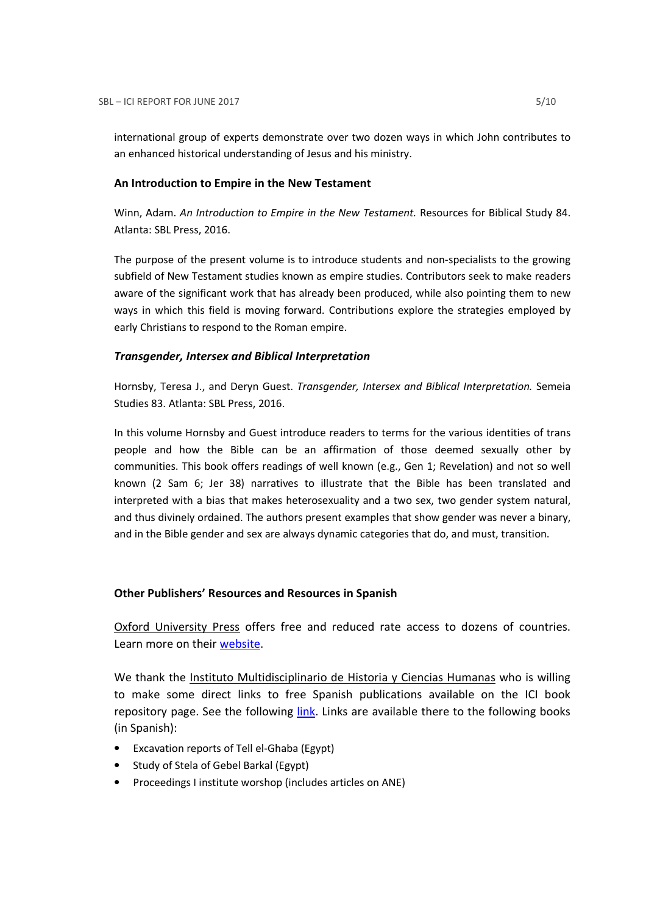international group of experts demonstrate over two dozen ways in which John contributes to an enhanced historical understanding of Jesus and his ministry.

### An Introduction to Empire in the New Testament

Winn, Adam. *An Introduction to Empire in the New Testament.* Resources for Biblical Study 84. Atlanta: SBL Press, 2016.

The purpose of the present volume is to introduce students and non-specialists to the growing subfield of New Testament studies known as empire studies. Contributors seek to make readers aware of the significant work that has already been produced, while also pointing them to new ways in which this field is moving forward. Contributions explore the strategies employed by early Christians to respond to the Roman empire.

### *Transgender, Intersex and Biblical Interpretation*

Hornsby, Teresa J., and Deryn Guest. *Transgender, Intersex and Biblical Interpretation.* Semeia Studies 83. Atlanta: SBL Press, 2016.

In this volume Hornsby and Guest introduce readers to terms for the various identities of trans people and how the Bible can be an affirmation of those deemed sexually other by communities. This book offers readings of well known (e.g., Gen 1; Revelation) and not so well known (2 Sam 6; Jer 38) narratives to illustrate that the Bible has been translated and interpreted with a bias that makes heterosexuality and a two sex, two gender system natural, and thus divinely ordained. The authors present examples that show gender was never a binary, and in the Bible gender and sex are always dynamic categories that do, and must, transition.

### Other Publishers' Resources and Resources in Spanish

Oxford University Press offers free and reduced rate access to dozens of countries. Learn more on their website.

We thank the Instituto Multidisciplinario de Historia y Ciencias Humanas who is willing to make some direct links to free Spanish publications available on the ICI book repository page. See the following link. Links are available there to the following books (in Spanish):

- Excavation reports of Tell el-Ghaba (Egypt)
- Study of Stela of Gebel Barkal (Egypt)
- Proceedings I institute worshop (includes articles on ANE)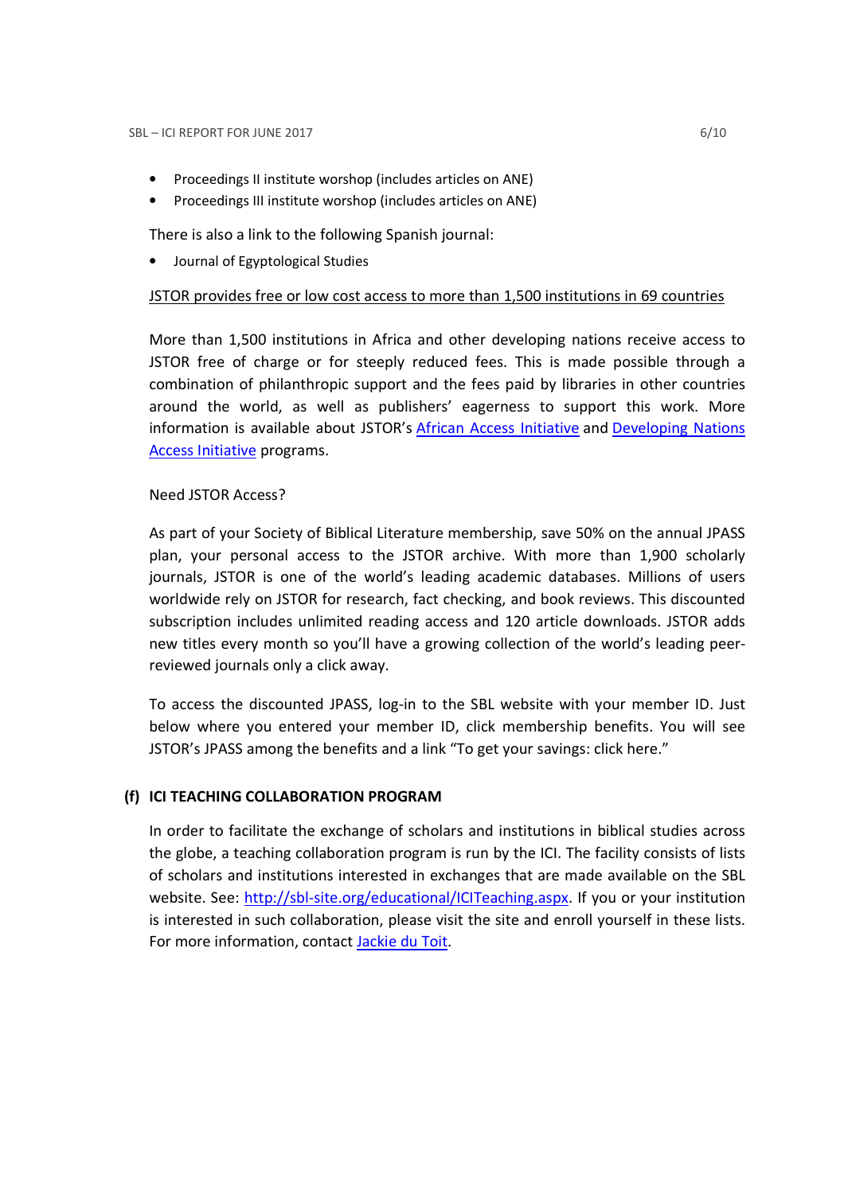- Proceedings II institute worshop (includes articles on ANE)
- Proceedings III institute worshop (includes articles on ANE)

There is also a link to the following Spanish journal:

- Journal of Egyptological Studies

JSTOR provides free or low cost access to more than 1,500 institutions in 69 countries

More than 1,500 institutions in Africa and other developing nations receive access to JSTOR free of charge or for steeply reduced fees. This is made possible through a combination of philanthropic support and the fees paid by libraries in other countries around the world, as well as publishers' eagerness to support this work. More information is available about JSTOR's African Access Initiative and Developing Nations Access Initiative programs.

Need JSTOR Access?

As part of your Society of Biblical Literature membership, save 50% on the annual JPASS plan, your personal access to the JSTOR archive. With more than 1,900 scholarly journals, JSTOR is one of the world's leading academic databases. Millions of users worldwide rely on JSTOR for research, fact checking, and book reviews. This discounted subscription includes unlimited reading access and 120 article downloads. JSTOR adds new titles every month so you'll have a growing collection of the world's leading peer-reviewed journals only a click away.

To access the discounted JPASS, log-in to the SBL website with your member ID. Just below where you entered your member ID, click membership benefits. You will see JSTOR's JPASS among the benefits and a link "To get your savings: click here."

### (f) ICI TEACHING COLLABORATION PROGRAM

In order to facilitate the exchange of scholars and institutions in biblical studies across the globe, a teaching collaboration program is run by the ICI. The facility consists of lists of scholars and institutions interested in exchanges that are made available on the SBL website. See: http://sbl-site.org/educational/ICITeaching.aspx. If you or your institution is interested in such collaboration, please visit the site and enroll yourself in these lists. For more information, contact Jackie du Toit.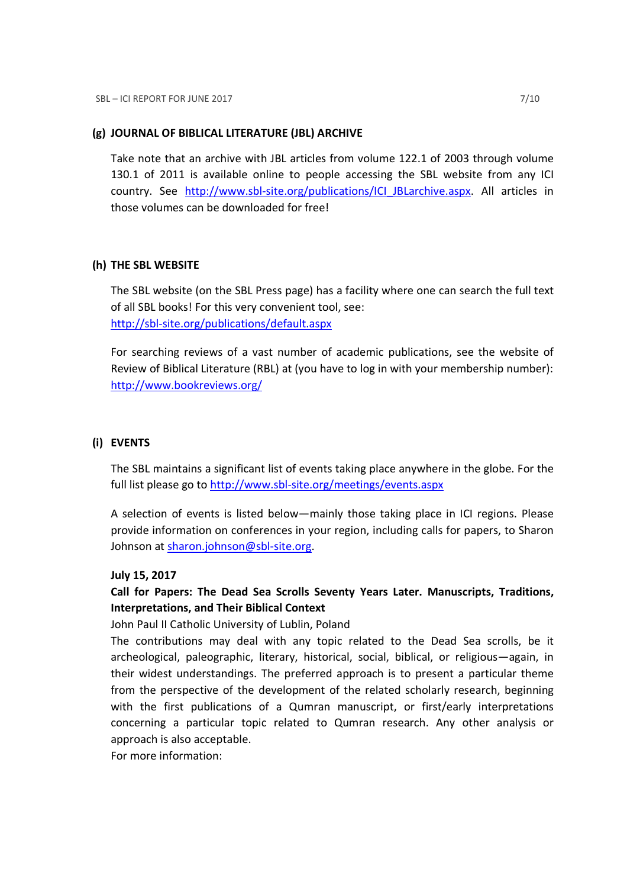### (g) JOURNAL OF BIBLICAL LITERATURE (JBL) ARCHIVE

Take note that an archive with JBL articles from volume 122.1 of 2003 through volume 130.1 of 2011 is available online to people accessing the SBL website from any ICI country. See http://www.sbl-site.org/publications/ICI_JBLarchive.aspx. All articles in those volumes can be downloaded for free!

### (h) THE SBL WEBSITE

The SBL website (on the SBL Press page) has a facility where one can search the full text of all SBL books! For this very convenient tool, see: http://sbl-site.org/publications/default.aspx

For searching reviews of a vast number of academic publications, see the website of Review of Biblical Literature (RBL) at (you have to log in with your membership number): http://www.bookreviews.org/

### (i) EVENTS

The SBL maintains a significant list of events taking place anywhere in the globe. For the full list please go to http://www.sbl-site.org/meetings/events.aspx

A selection of events is listed below—mainly those taking place in ICI regions. Please provide information on conferences in your region, including calls for papers, to Sharon Johnson at sharon.johnson@sbl-site.org.

**July 15, 2017**

**Call for Papers: The Dead Sea Scrolls Seventy Years Later. Manuscripts, Traditions, Interpretations, and Their Biblical Context**

John Paul II Catholic University of Lublin, Poland

The contributions may deal with any topic related to the Dead Sea scrolls, be it archeological, paleographic, literary, historical, social, biblical, or religious—again, in their widest understandings. The preferred approach is to present a particular theme from the perspective of the development of the related scholarly research, beginning with the first publications of a Qumran manuscript, or first/early interpretations concerning a particular topic related to Qumran research. Any other analysis or approach is also acceptable.

For more information: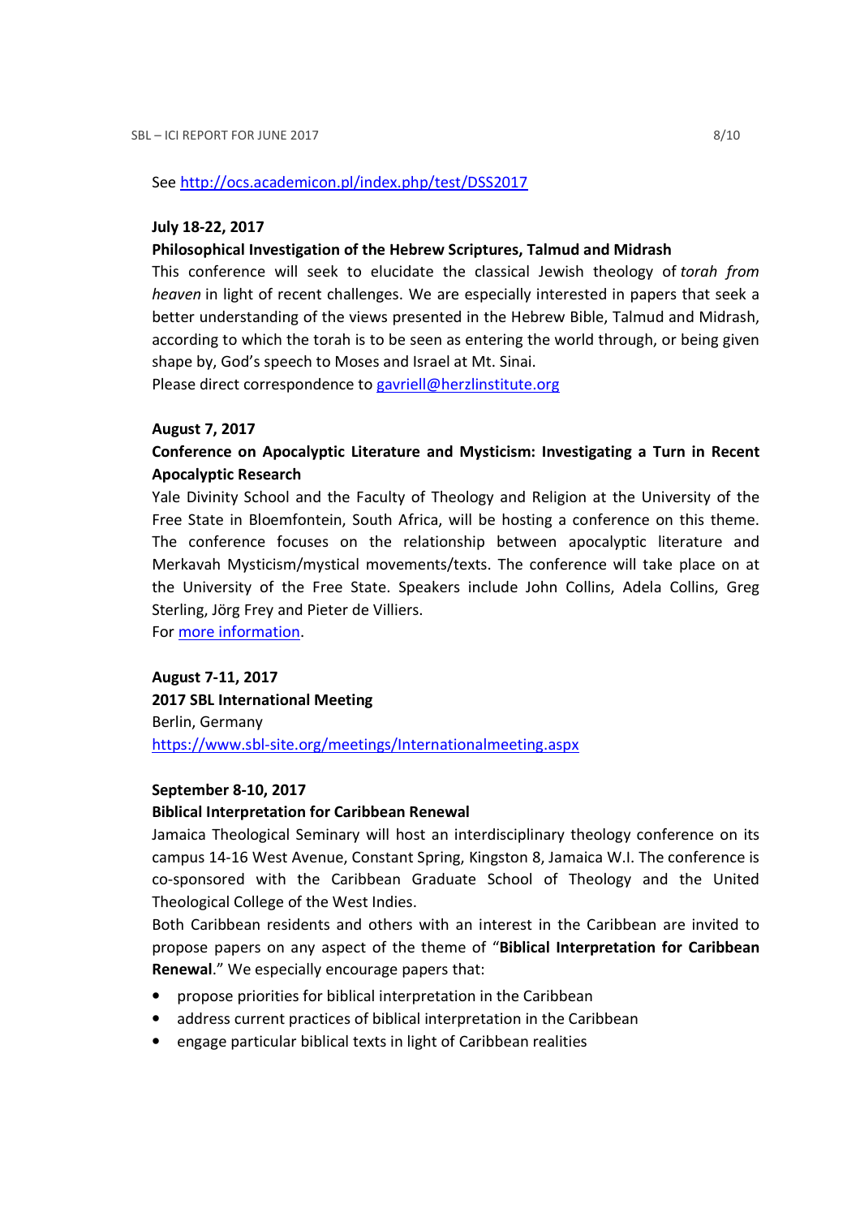See [http://ocs.academicon.pl/index.php/test/DSS2017](http://ocs.academicon.pl/index.php/test/DSS2017)

**July 18-22, 2017**

**Philosophical Investigation of the Hebrew Scriptures, Talmud and Midrash**

This conference will seek to elucidate the classical Jewish theology of *torah from heaven* in light of recent challenges. We are especially interested in papers that seek a better understanding of the views presented in the Hebrew Bible, Talmud and Midrash, according to which the torah is to be seen as entering the world through, or being given shape by, God's speech to Moses and Israel at Mt. Sinai.

Please direct correspondence to [gavriell@herzlinstitute.org](mailto:gavriell@herzlinstitute.org)

**August 7, 2017**

**Conference on Apocalyptic Literature and Mysticism: Investigating a Turn in Recent Apocalyptic Research**

Yale Divinity School and the Faculty of Theology and Religion at the University of the Free State in Bloemfontein, South Africa, will be hosting a conference on this theme. The conference focuses on the relationship between apocalyptic literature and Merkavah Mysticism/mystical movements/texts. The conference will take place on at the University of the Free State. Speakers include John Collins, Adela Collins, Greg Sterling, Jörg Frey and Pieter de Villiers.

For more information.

**August 7-11, 2017**

**2017 SBL International Meeting**

Berlin, Germany

[https://www.sbl-site.org/meetings/Internationalmeeting.aspx](https://www.sbl-site.org/meetings/Internationalmeeting.aspx)

**September 8-10, 2017**

**Biblical Interpretation for Caribbean Renewal**

Jamaica Theological Seminary will host an interdisciplinary theology conference on its campus 14-16 West Avenue, Constant Spring, Kingston 8, Jamaica W.I. The conference is co-sponsored with the Caribbean Graduate School of Theology and the United Theological College of the West Indies.

Both Caribbean residents and others with an interest in the Caribbean are invited to propose papers on any aspect of the theme of "**Biblical Interpretation for Caribbean Renewal**." We especially encourage papers that:

- propose priorities for biblical interpretation in the Caribbean
- address current practices of biblical interpretation in the Caribbean
- engage particular biblical texts in light of Caribbean realities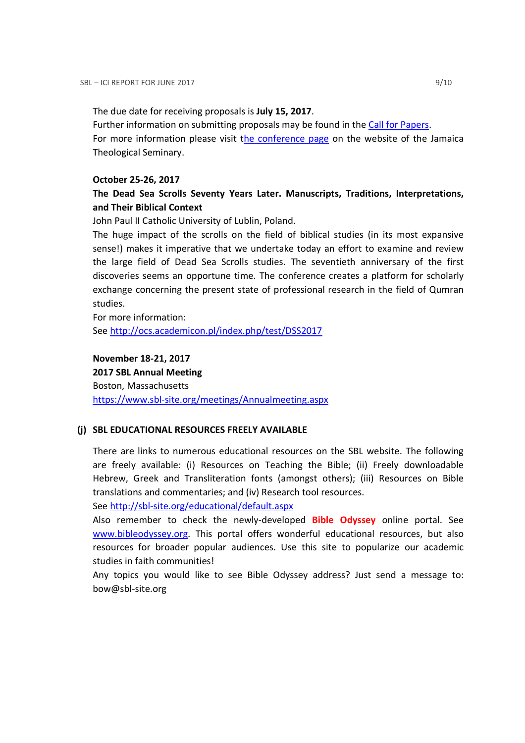The due date for receiving proposals is **July 15, 2017**.
Further information on submitting proposals may be found in the Call for Papers.
For more information please visit the conference page on the website of the Jamaica Theological Seminary.

**October 25-26, 2017**
**The Dead Sea Scrolls Seventy Years Later. Manuscripts, Traditions, Interpretations, and Their Biblical Context**
John Paul II Catholic University of Lublin, Poland.
The huge impact of the scrolls on the field of biblical studies (in its most expansive sense!) makes it imperative that we undertake today an effort to examine and review the large field of Dead Sea Scrolls studies. The seventieth anniversary of the first discoveries seems an opportune time. The conference creates a platform for scholarly exchange concerning the present state of professional research in the field of Qumran studies.
For more information:
See http://ocs.academicon.pl/index.php/test/DSS2017

**November 18-21, 2017**
**2017 SBL Annual Meeting**
Boston, Massachusetts
https://www.sbl-site.org/meetings/Annualmeeting.aspx

## (j) SBL EDUCATIONAL RESOURCES FREELY AVAILABLE

There are links to numerous educational resources on the SBL website. The following are freely available: (i) Resources on Teaching the Bible; (ii) Freely downloadable Hebrew, Greek and Transliteration fonts (amongst others); (iii) Resources on Bible translations and commentaries; and (iv) Research tool resources.
See http://sbl-site.org/educational/default.aspx
Also remember to check the newly-developed **Bible Odyssey** online portal. See www.bibleodyssey.org. This portal offers wonderful educational resources, but also resources for broader popular audiences. Use this site to popularize our academic studies in faith communities!
Any topics you would like to see Bible Odyssey address? Just send a message to: bow@sbl-site.org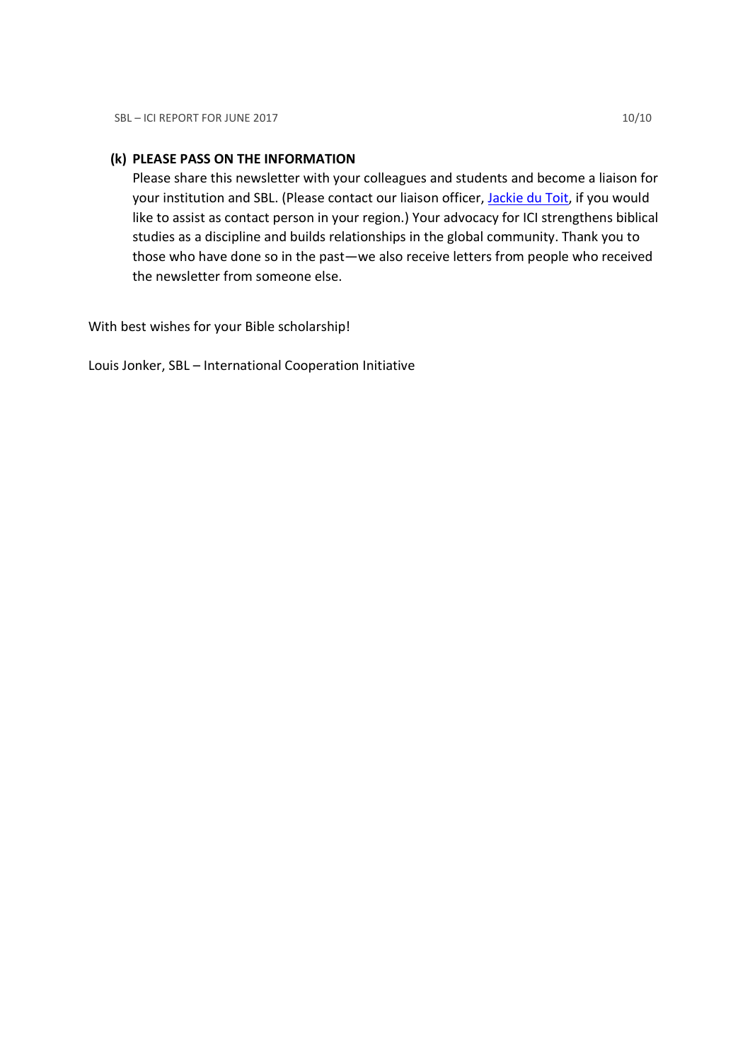### (k) PLEASE PASS ON THE INFORMATION

Please share this newsletter with your colleagues and students and become a liaison for your institution and SBL. (Please contact our liaison officer, Jackie du Toit, if you would like to assist as contact person in your region.) Your advocacy for ICI strengthens biblical studies as a discipline and builds relationships in the global community. Thank you to those who have done so in the past—we also receive letters from people who received the newsletter from someone else.

With best wishes for your Bible scholarship!

Louis Jonker, SBL – International Cooperation Initiative